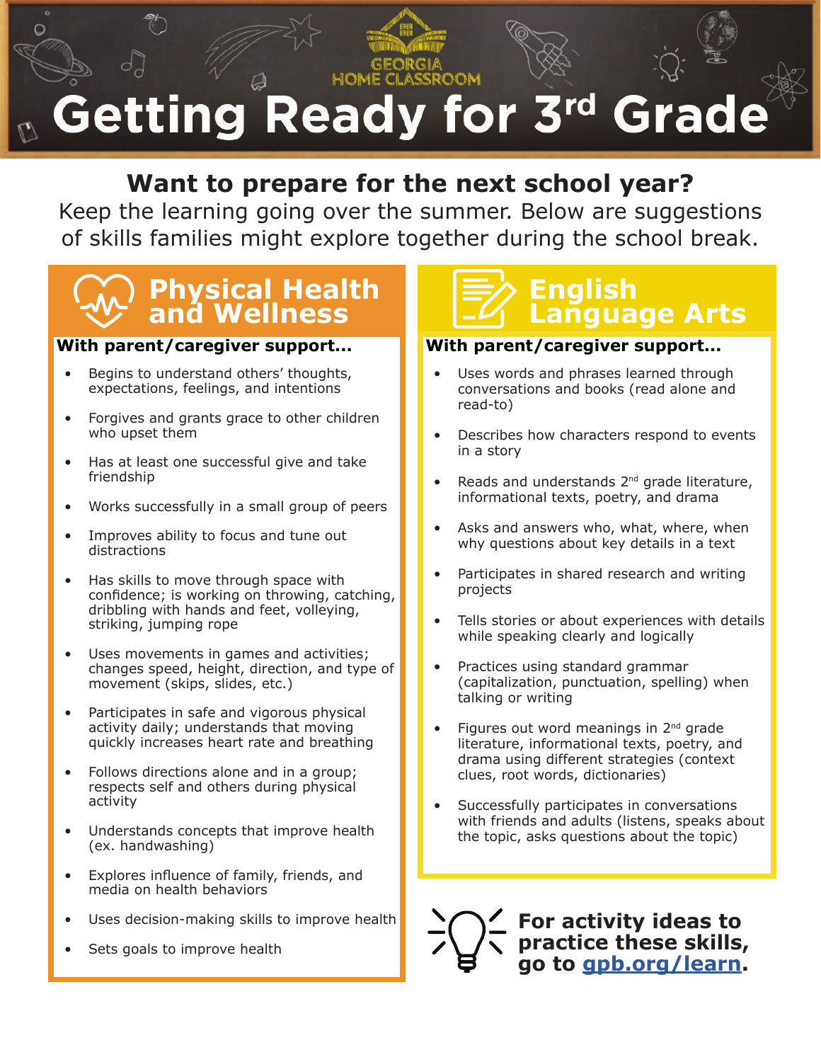GEORGIA HOME CLASSROOM

# Getting Ready for 3rd Grade

**Want to prepare for the next school year?**

Keep the learning going over the summer. Below are suggestions of skills families might explore together during the school break.

## Physical Health and Wellness

**With parent/caregiver support...**

- Begins to understand others' thoughts, expectations, feelings, and intentions
- Forgives and grants grace to other children who upset them
- Has at least one successful give and take friendship
- Works successfully in a small group of peers
- Improves ability to focus and tune out distractions
- Has skills to move through space with confidence; is working on throwing, catching, dribbling with hands and feet, volleying, striking, jumping rope
- Uses movements in games and activities; changes speed, height, direction, and type of movement (skips, slides, etc.)
- Participates in safe and vigorous physical activity daily; understands that moving quickly increases heart rate and breathing
- Follows directions alone and in a group; respects self and others during physical activity
- Understands concepts that improve health (ex. handwashing)
- Explores influence of family, friends, and media on health behaviors
- Uses decision-making skills to improve health
- Sets goals to improve health

## English Language Arts

**With parent/caregiver support...**

- Uses words and phrases learned through conversations and books (read alone and read-to)
- Describes how characters respond to events in a story
- Reads and understands 2nd grade literature, informational texts, poetry, and drama
- Asks and answers who, what, where, when why questions about key details in a text
- Participates in shared research and writing projects
- Tells stories or about experiences with details while speaking clearly and logically
- Practices using standard grammar (capitalization, punctuation, spelling) when talking or writing
- Figures out word meanings in 2nd grade literature, informational texts, poetry, and drama using different strategies (context clues, root words, dictionaries)
- Successfully participates in conversations with friends and adults (listens, speaks about the topic, asks questions about the topic)

**For activity ideas to practice these skills, go to [gpb.org/learn](gpb.org/learn).**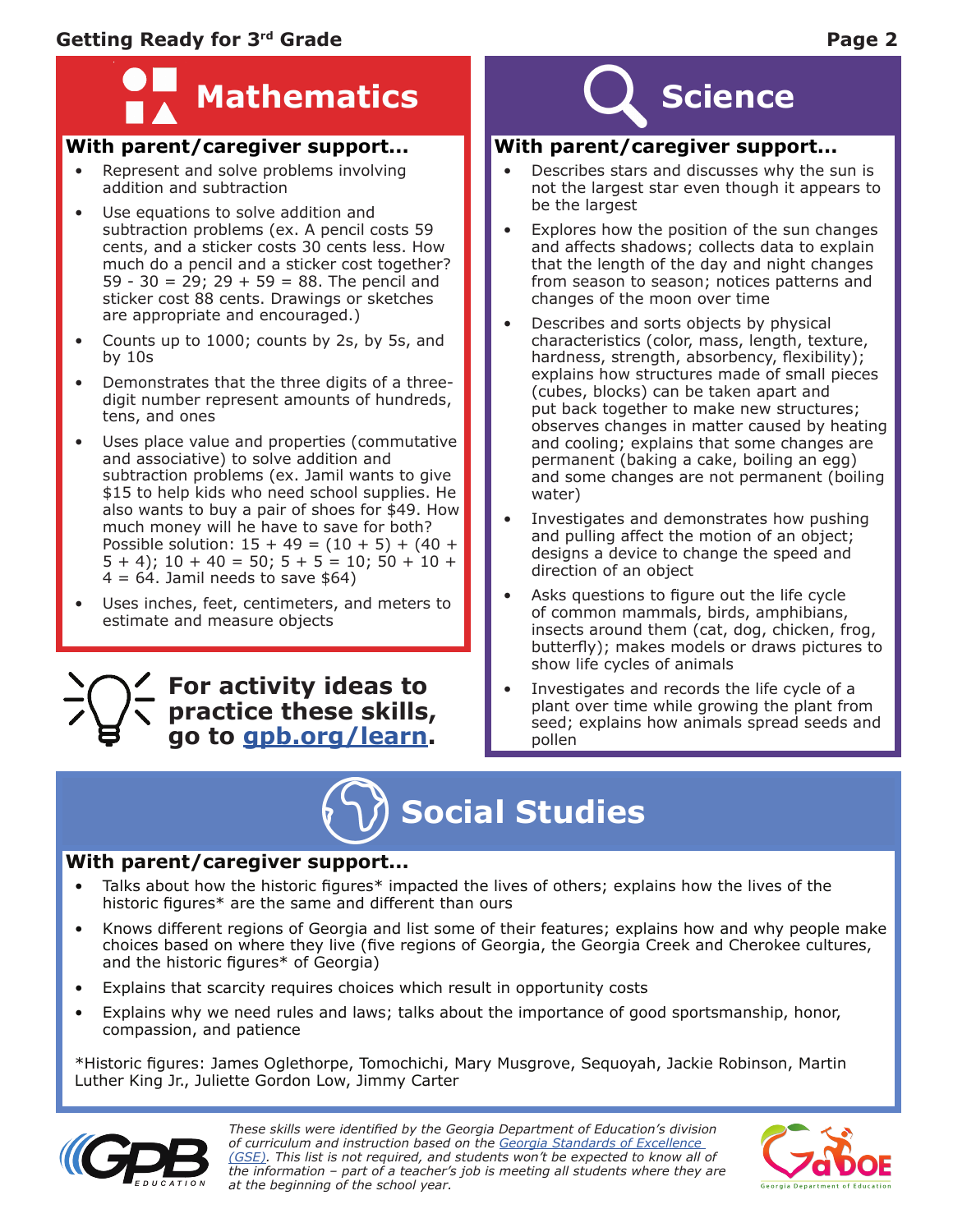## Mathematics

**With parent/caregiver support...**

- Represent and solve problems involving addition and subtraction
- Use equations to solve addition and subtraction problems (ex. A pencil costs 59 cents, and a sticker costs 30 cents less. How much do a pencil and a sticker cost together? 59 - 30 = 29; 29 + 59 = 88. The pencil and sticker cost 88 cents. Drawings or sketches are appropriate and encouraged.)
- Counts up to 1000; counts by 2s, by 5s, and by 10s
- Demonstrates that the three digits of a three-digit number represent amounts of hundreds, tens, and ones
- Uses place value and properties (commutative and associative) to solve addition and subtraction problems (ex. Jamil wants to give $15 to help kids who need school supplies. He also wants to buy a pair of shoes for $49. How much money will he have to save for both? Possible solution: 15 + 49 = (10 + 5) + (40 + 5 + 4); 10 + 40 = 50; 5 + 5 = 10; 50 + 10 + 4 = 64. Jamil needs to save $64)
- Uses inches, feet, centimeters, and meters to estimate and measure objects

**For activity ideas to practice these skills, go to [gpb.org/learn](https://gpb.org/learn).**

## Science

**With parent/caregiver support...**

- Describes stars and discusses why the sun is not the largest star even though it appears to be the largest
- Explores how the position of the sun changes and affects shadows; collects data to explain that the length of the day and night changes from season to season; notices patterns and changes of the moon over time
- Describes and sorts objects by physical characteristics (color, mass, length, texture, hardness, strength, absorbency, flexibility); explains how structures made of small pieces (cubes, blocks) can be taken apart and put back together to make new structures; observes changes in matter caused by heating and cooling; explains that some changes are permanent (baking a cake, boiling an egg) and some changes are not permanent (boiling water)
- Investigates and demonstrates how pushing and pulling affect the motion of an object; designs a device to change the speed and direction of an object
- Asks questions to figure out the life cycle of common mammals, birds, amphibians, insects around them (cat, dog, chicken, frog, butterfly); makes models or draws pictures to show life cycles of animals
- Investigates and records the life cycle of a plant over time while growing the plant from seed; explains how animals spread seeds and pollen

## Social Studies

**With parent/caregiver support...**

- Talks about how the historic figures* impacted the lives of others; explains how the lives of the historic figures* are the same and different than ours
- Knows different regions of Georgia and list some of their features; explains how and why people make choices based on where they live (five regions of Georgia, the Georgia Creek and Cherokee cultures, and the historic figures* of Georgia)
- Explains that scarcity requires choices which result in opportunity costs
- Explains why we need rules and laws; talks about the importance of good sportsmanship, honor, compassion, and patience

*Historic figures: James Oglethorpe, Tomochichi, Mary Musgrove, Sequoyah, Jackie Robinson, Martin Luther King Jr., Juliette Gordon Low, Jimmy Carter

*These skills were identified by the Georgia Department of Education's division of curriculum and instruction based on the [Georgia Standards of Excellence (GSE)](#). This list is not required, and students won't be expected to know all of the information – part of a teacher's job is meeting all students where they are at the beginning of the school year.*